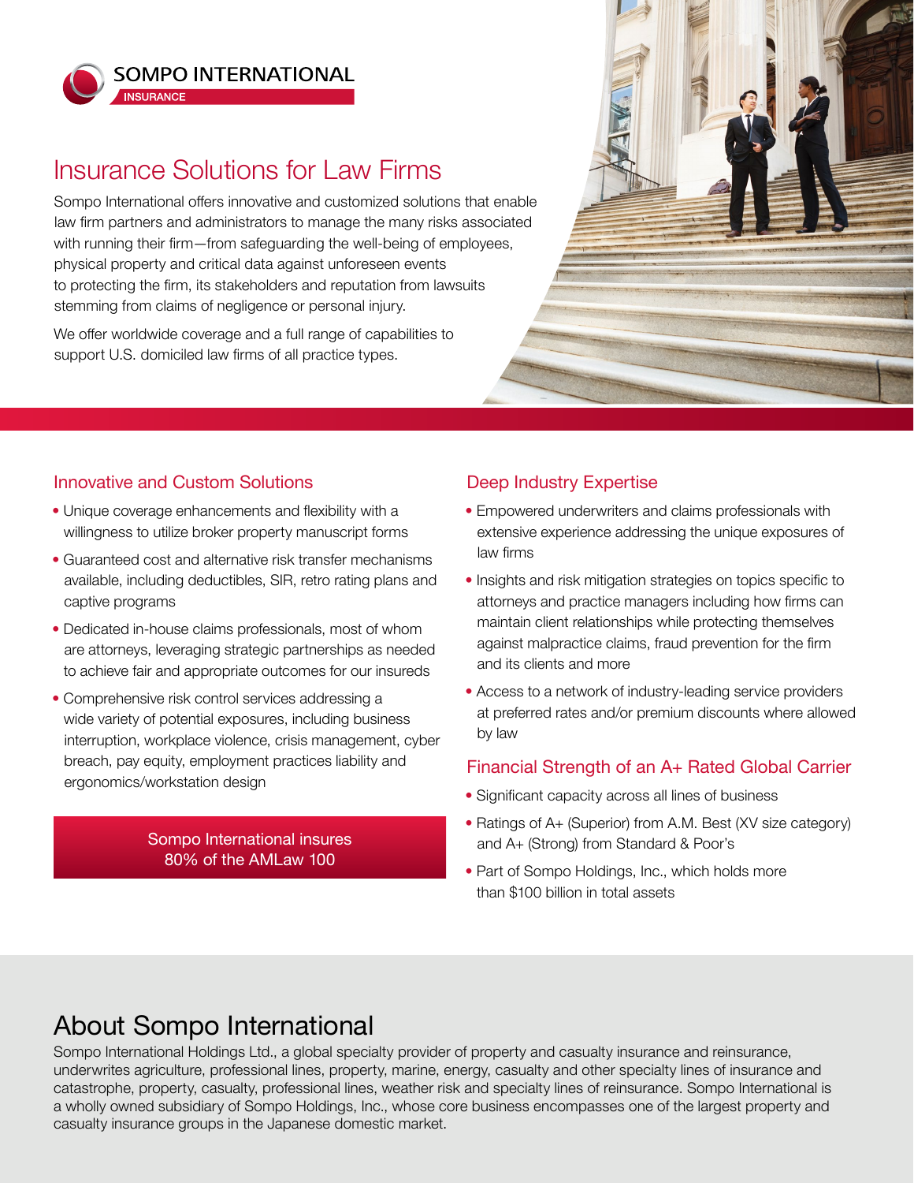SOMPO INTERNATIONAL
INSURANCE

# Insurance Solutions for Law Firms

Sompo International offers innovative and customized solutions that enable law firm partners and administrators to manage the many risks associated with running their firm—from safeguarding the well-being of employees, physical property and critical data against unforeseen events to protecting the firm, its stakeholders and reputation from lawsuits stemming from claims of negligence or personal injury.

We offer worldwide coverage and a full range of capabilities to support U.S. domiciled law firms of all practice types.

## Innovative and Custom Solutions

- Unique coverage enhancements and flexibility with a willingness to utilize broker property manuscript forms
- Guaranteed cost and alternative risk transfer mechanisms available, including deductibles, SIR, retro rating plans and captive programs
- Dedicated in-house claims professionals, most of whom are attorneys, leveraging strategic partnerships as needed to achieve fair and appropriate outcomes for our insureds
- Comprehensive risk control services addressing a wide variety of potential exposures, including business interruption, workplace violence, crisis management, cyber breach, pay equity, employment practices liability and ergonomics/workstation design

Sompo International insures 80% of the AMLaw 100

## Deep Industry Expertise

- Empowered underwriters and claims professionals with extensive experience addressing the unique exposures of law firms
- Insights and risk mitigation strategies on topics specific to attorneys and practice managers including how firms can maintain client relationships while protecting themselves against malpractice claims, fraud prevention for the firm and its clients and more
- Access to a network of industry-leading service providers at preferred rates and/or premium discounts where allowed by law

## Financial Strength of an A+ Rated Global Carrier

- Significant capacity across all lines of business
- Ratings of A+ (Superior) from A.M. Best (XV size category) and A+ (Strong) from Standard & Poor's
- Part of Sompo Holdings, Inc., which holds more than $100 billion in total assets

# About Sompo International

Sompo International Holdings Ltd., a global specialty provider of property and casualty insurance and reinsurance, underwrites agriculture, professional lines, property, marine, energy, casualty and other specialty lines of insurance and catastrophe, property, casualty, professional lines, weather risk and specialty lines of reinsurance. Sompo International is a wholly owned subsidiary of Sompo Holdings, Inc., whose core business encompasses one of the largest property and casualty insurance groups in the Japanese domestic market.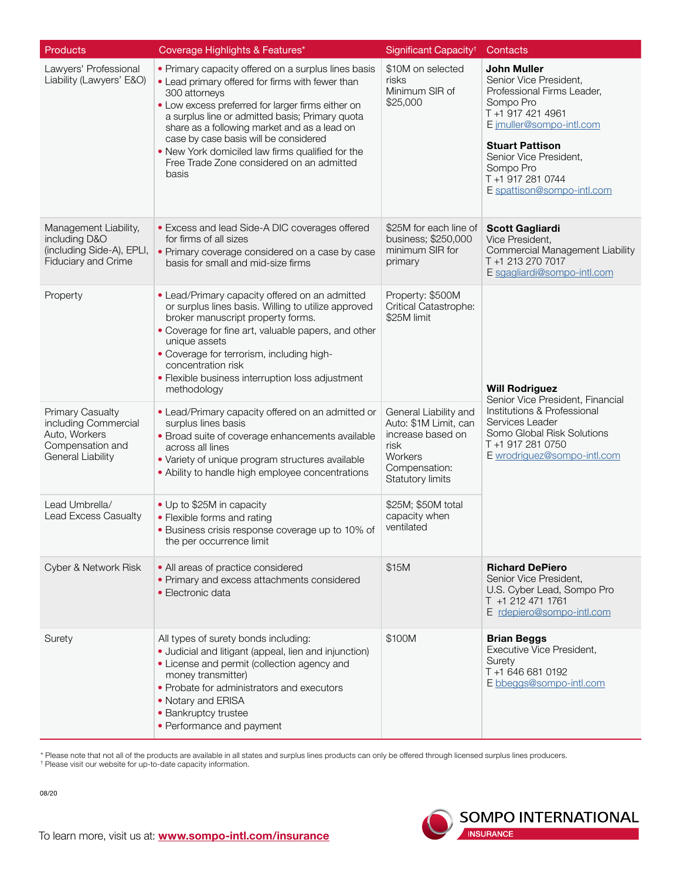| Products | Coverage Highlights & Features* | Significant Capacity† | Contacts |
|---|---|---|---|
| Lawyers' Professional Liability (Lawyers' E&O) | • Primary capacity offered on a surplus lines basis<br>• Lead primary offered for firms with fewer than 300 attorneys<br>• Low excess preferred for larger firms either on a surplus line or admitted basis; Primary quota share as a following market and as a lead on case by case basis will be considered<br>• New York domiciled law firms qualified for the Free Trade Zone considered on an admitted basis | $10M on selected risks<br>Minimum SIR of $25,000 | **John Muller**<br>Senior Vice President, Professional Firms Leader, Sompo Pro<br>T +1 917 421 4961<br>E jmuller@sompo-intl.com<br><br>**Stuart Pattison**<br>Senior Vice President, Sompo Pro<br>T +1 917 281 0744<br>E spattison@sompo-intl.com |
| Management Liability, including D&O (including Side-A), EPLI, Fiduciary and Crime | • Excess and lead Side-A DIC coverages offered for firms of all sizes<br>• Primary coverage considered on a case by case basis for small and mid-size firms | $25M for each line of business; $250,000 minimum SIR for primary | **Scott Gagliardi**<br>Vice President, Commercial Management Liability<br>T +1 213 270 7017<br>E sgagliardi@sompo-intl.com |
| Property | • Lead/Primary capacity offered on an admitted or surplus lines basis. Willing to utilize approved broker manuscript property forms.<br>• Coverage for fine art, valuable papers, and other unique assets<br>• Coverage for terrorism, including high-concentration risk<br>• Flexible business interruption loss adjustment methodology | Property: $500M<br>Critical Catastrophe: $25M limit | **Will Rodriguez**<br>Senior Vice President, Financial Institutions & Professional Services Leader<br>Somo Global Risk Solutions<br>T +1 917 281 0750<br>E wrodriguez@sompo-intl.com |
| Primary Casualty including Commercial Auto, Workers Compensation and General Liability | • Lead/Primary capacity offered on an admitted or surplus lines basis<br>• Broad suite of coverage enhancements available across all lines<br>• Variety of unique program structures available<br>• Ability to handle high employee concentrations | General Liability and Auto: $1M Limit, can increase based on risk<br>Workers Compensation: Statutory limits | |
| Lead Umbrella/ Lead Excess Casualty | • Up to $25M in capacity<br>• Flexible forms and rating<br>• Business crisis response coverage up to 10% of the per occurrence limit | $25M; $50M total capacity when ventilated | |
| Cyber & Network Risk | • All areas of practice considered<br>• Primary and excess attachments considered<br>• Electronic data | $15M | **Richard DePiero**<br>Senior Vice President, U.S. Cyber Lead, Sompo Pro<br>T +1 212 471 1761<br>E rdepiero@sompo-intl.com |
| Surety | All types of surety bonds including:<br>• Judicial and litigant (appeal, lien and injunction)<br>• License and permit (collection agency and money transmitter)<br>• Probate for administrators and executors<br>• Notary and ERISA<br>• Bankruptcy trustee<br>• Performance and payment | $100M | **Brian Beggs**<br>Executive Vice President, Surety<br>T +1 646 681 0192<br>E bbeggs@sompo-intl.com |

\* Please note that not all of the products are available in all states and surplus lines products can only be offered through licensed surplus lines producers.
† Please visit our website for up-to-date capacity information.

08/20

To learn more, visit us at: **www.sompo-intl.com/insurance**

SOMPO INTERNATIONAL
INSURANCE